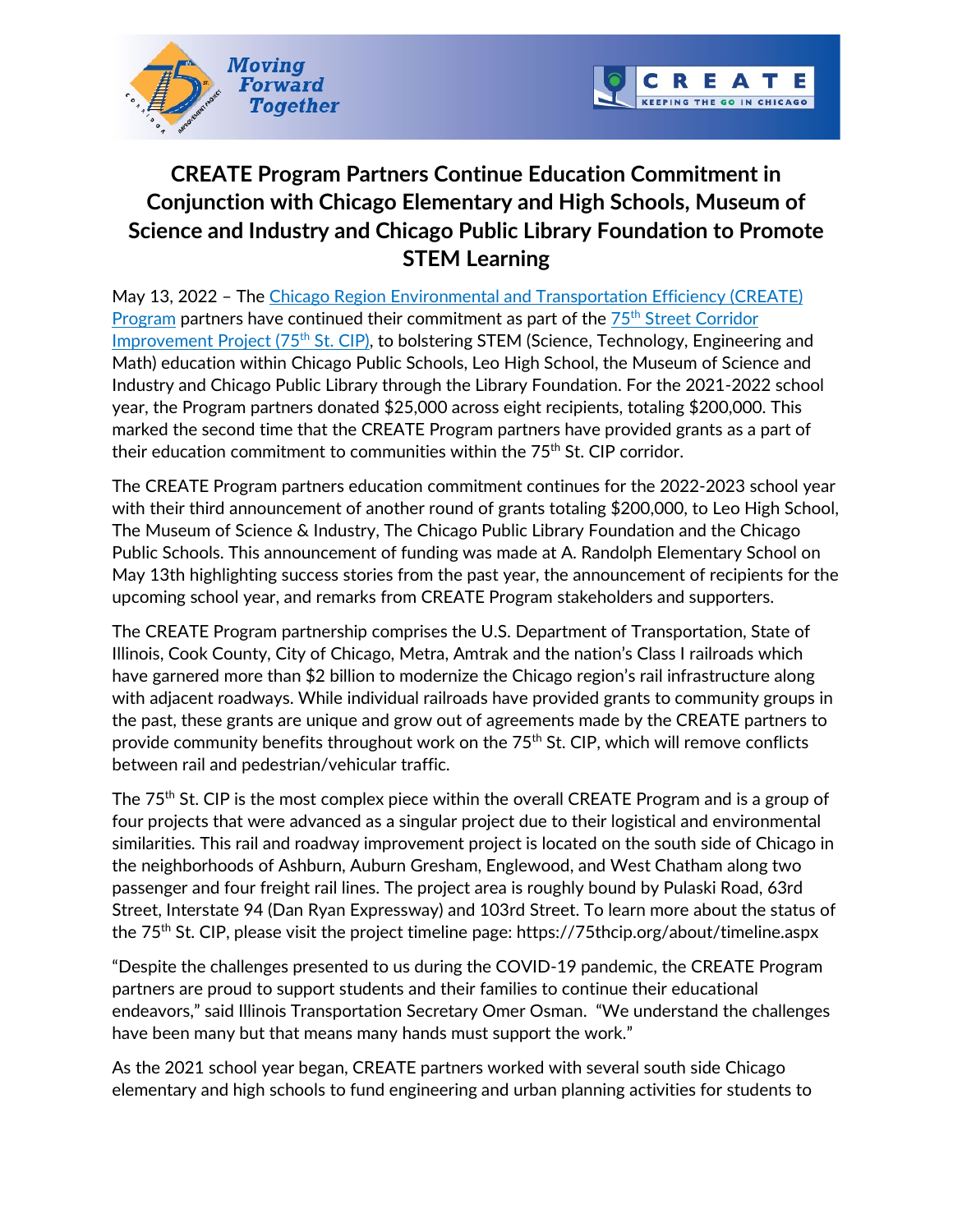# CREATE Program Partners Continue Education Commitment in Conjunction with Chicago Elementary and High Schools, Museum of Science and Industry and Chicago Public Library Foundation to Promote STEM Learning

May 13, 2022 – The Chicago Region Environmental and Transportation Efficiency (CREATE) Program partners have continued their commitment as part of the 75th Street Corridor Improvement Project (75th St. CIP), to bolstering STEM (Science, Technology, Engineering and Math) education within Chicago Public Schools, Leo High School, the Museum of Science and Industry and Chicago Public Library through the Library Foundation. For the 2021-2022 school year, the Program partners donated $25,000 across eight recipients, totaling $200,000. This marked the second time that the CREATE Program partners have provided grants as a part of their education commitment to communities within the 75th St. CIP corridor.

The CREATE Program partners education commitment continues for the 2022-2023 school year with their third announcement of another round of grants totaling $200,000, to Leo High School, The Museum of Science & Industry, The Chicago Public Library Foundation and the Chicago Public Schools. This announcement of funding was made at A. Randolph Elementary School on May 13th highlighting success stories from the past year, the announcement of recipients for the upcoming school year, and remarks from CREATE Program stakeholders and supporters.

The CREATE Program partnership comprises the U.S. Department of Transportation, State of Illinois, Cook County, City of Chicago, Metra, Amtrak and the nation's Class I railroads which have garnered more than $2 billion to modernize the Chicago region's rail infrastructure along with adjacent roadways. While individual railroads have provided grants to community groups in the past, these grants are unique and grow out of agreements made by the CREATE partners to provide community benefits throughout work on the 75th St. CIP, which will remove conflicts between rail and pedestrian/vehicular traffic.

The 75th St. CIP is the most complex piece within the overall CREATE Program and is a group of four projects that were advanced as a singular project due to their logistical and environmental similarities. This rail and roadway improvement project is located on the south side of Chicago in the neighborhoods of Ashburn, Auburn Gresham, Englewood, and West Chatham along two passenger and four freight rail lines. The project area is roughly bound by Pulaski Road, 63rd Street, Interstate 94 (Dan Ryan Expressway) and 103rd Street. To learn more about the status of the 75th St. CIP, please visit the project timeline page: https://75thcip.org/about/timeline.aspx

"Despite the challenges presented to us during the COVID-19 pandemic, the CREATE Program partners are proud to support students and their families to continue their educational endeavors," said Illinois Transportation Secretary Omer Osman. "We understand the challenges have been many but that means many hands must support the work."

As the 2021 school year began, CREATE partners worked with several south side Chicago elementary and high schools to fund engineering and urban planning activities for students to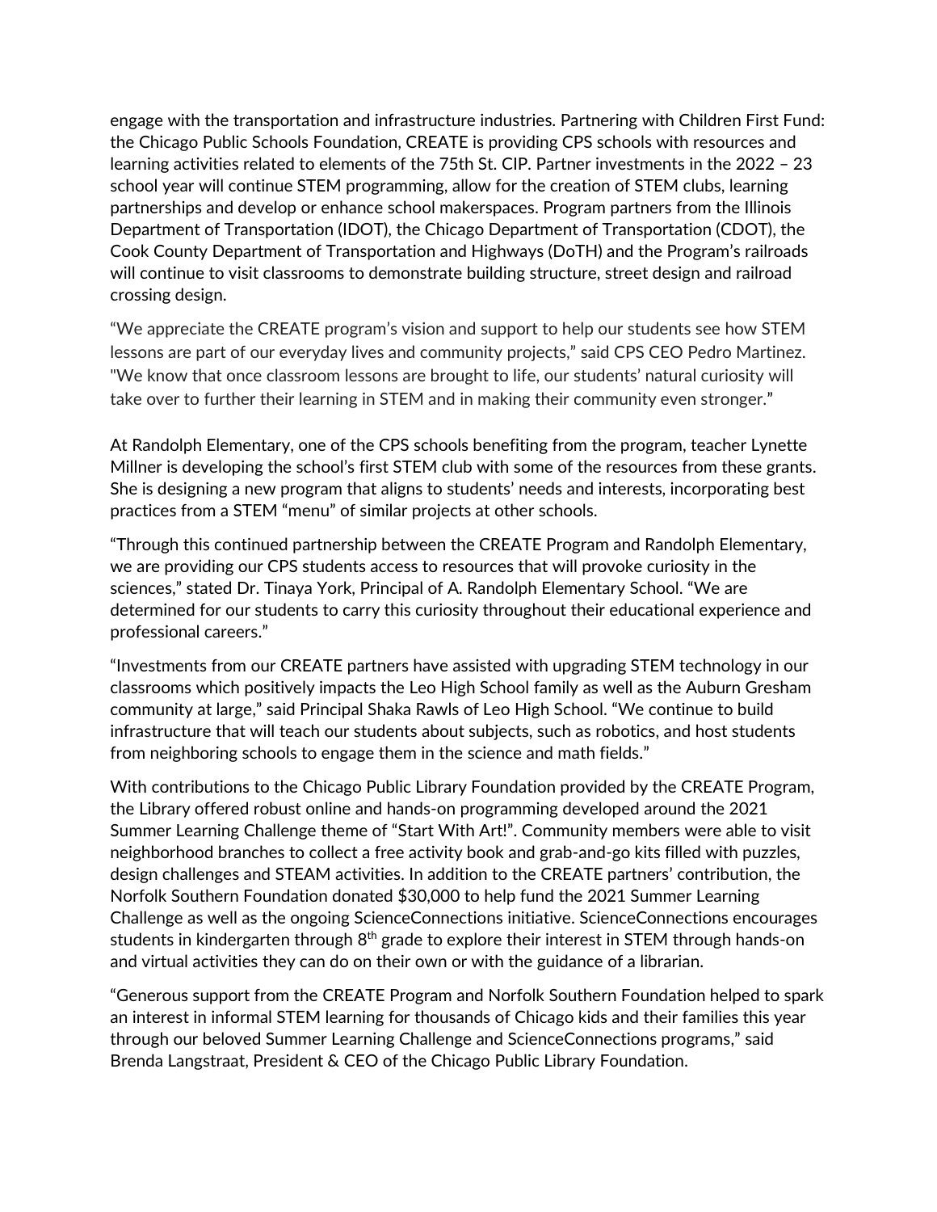engage with the transportation and infrastructure industries. Partnering with Children First Fund: the Chicago Public Schools Foundation, CREATE is providing CPS schools with resources and learning activities related to elements of the 75th St. CIP. Partner investments in the 2022 – 23 school year will continue STEM programming, allow for the creation of STEM clubs, learning partnerships and develop or enhance school makerspaces. Program partners from the Illinois Department of Transportation (IDOT), the Chicago Department of Transportation (CDOT), the Cook County Department of Transportation and Highways (DoTH) and the Program's railroads will continue to visit classrooms to demonstrate building structure, street design and railroad crossing design.

"We appreciate the CREATE program's vision and support to help our students see how STEM lessons are part of our everyday lives and community projects," said CPS CEO Pedro Martinez. "We know that once classroom lessons are brought to life, our students' natural curiosity will take over to further their learning in STEM and in making their community even stronger."

At Randolph Elementary, one of the CPS schools benefiting from the program, teacher Lynette Millner is developing the school's first STEM club with some of the resources from these grants. She is designing a new program that aligns to students' needs and interests, incorporating best practices from a STEM "menu" of similar projects at other schools.

"Through this continued partnership between the CREATE Program and Randolph Elementary, we are providing our CPS students access to resources that will provoke curiosity in the sciences," stated Dr. Tinaya York, Principal of A. Randolph Elementary School. "We are determined for our students to carry this curiosity throughout their educational experience and professional careers."

"Investments from our CREATE partners have assisted with upgrading STEM technology in our classrooms which positively impacts the Leo High School family as well as the Auburn Gresham community at large," said Principal Shaka Rawls of Leo High School. "We continue to build infrastructure that will teach our students about subjects, such as robotics, and host students from neighboring schools to engage them in the science and math fields."

With contributions to the Chicago Public Library Foundation provided by the CREATE Program, the Library offered robust online and hands-on programming developed around the 2021 Summer Learning Challenge theme of "Start With Art!". Community members were able to visit neighborhood branches to collect a free activity book and grab-and-go kits filled with puzzles, design challenges and STEAM activities. In addition to the CREATE partners' contribution, the Norfolk Southern Foundation donated $30,000 to help fund the 2021 Summer Learning Challenge as well as the ongoing ScienceConnections initiative. ScienceConnections encourages students in kindergarten through 8th grade to explore their interest in STEM through hands-on and virtual activities they can do on their own or with the guidance of a librarian.

"Generous support from the CREATE Program and Norfolk Southern Foundation helped to spark an interest in informal STEM learning for thousands of Chicago kids and their families this year through our beloved Summer Learning Challenge and ScienceConnections programs," said Brenda Langstraat, President & CEO of the Chicago Public Library Foundation.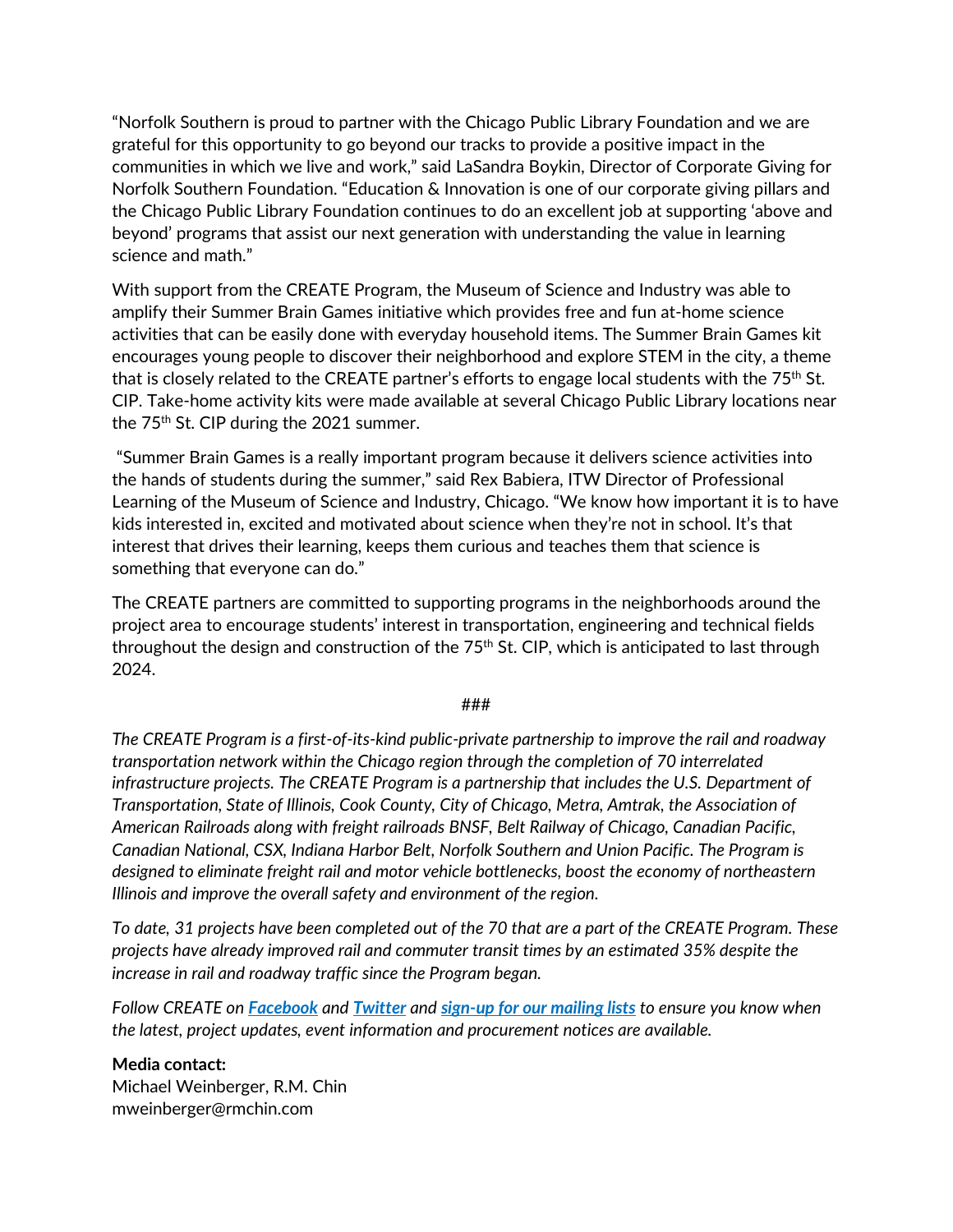"Norfolk Southern is proud to partner with the Chicago Public Library Foundation and we are grateful for this opportunity to go beyond our tracks to provide a positive impact in the communities in which we live and work," said LaSandra Boykin, Director of Corporate Giving for Norfolk Southern Foundation. "Education & Innovation is one of our corporate giving pillars and the Chicago Public Library Foundation continues to do an excellent job at supporting 'above and beyond' programs that assist our next generation with understanding the value in learning science and math."

With support from the CREATE Program, the Museum of Science and Industry was able to amplify their Summer Brain Games initiative which provides free and fun at-home science activities that can be easily done with everyday household items. The Summer Brain Games kit encourages young people to discover their neighborhood and explore STEM in the city, a theme that is closely related to the CREATE partner's efforts to engage local students with the 75th St. CIP. Take-home activity kits were made available at several Chicago Public Library locations near the 75th St. CIP during the 2021 summer.

"Summer Brain Games is a really important program because it delivers science activities into the hands of students during the summer," said Rex Babiera, ITW Director of Professional Learning of the Museum of Science and Industry, Chicago. "We know how important it is to have kids interested in, excited and motivated about science when they're not in school. It's that interest that drives their learning, keeps them curious and teaches them that science is something that everyone can do."

The CREATE partners are committed to supporting programs in the neighborhoods around the project area to encourage students' interest in transportation, engineering and technical fields throughout the design and construction of the 75th St. CIP, which is anticipated to last through 2024.

###

*The CREATE Program is a first-of-its-kind public-private partnership to improve the rail and roadway transportation network within the Chicago region through the completion of 70 interrelated infrastructure projects. The CREATE Program is a partnership that includes the U.S. Department of Transportation, State of Illinois, Cook County, City of Chicago, Metra, Amtrak, the Association of American Railroads along with freight railroads BNSF, Belt Railway of Chicago, Canadian Pacific, Canadian National, CSX, Indiana Harbor Belt, Norfolk Southern and Union Pacific. The Program is designed to eliminate freight rail and motor vehicle bottlenecks, boost the economy of northeastern Illinois and improve the overall safety and environment of the region.*

*To date, 31 projects have been completed out of the 70 that are a part of the CREATE Program. These projects have already improved rail and commuter transit times by an estimated 35% despite the increase in rail and roadway traffic since the Program began.*

*Follow CREATE on* ***Facebook*** *and* ***Twitter*** *and* ***sign-up for our mailing lists*** *to ensure you know when the latest, project updates, event information and procurement notices are available.*

**Media contact:**
Michael Weinberger, R.M. Chin
mweinberger@rmchin.com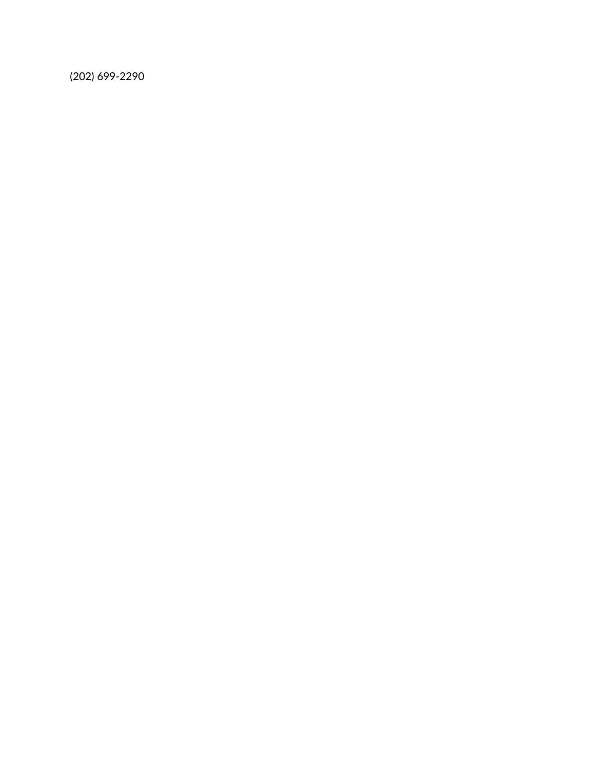(202) 699-2290